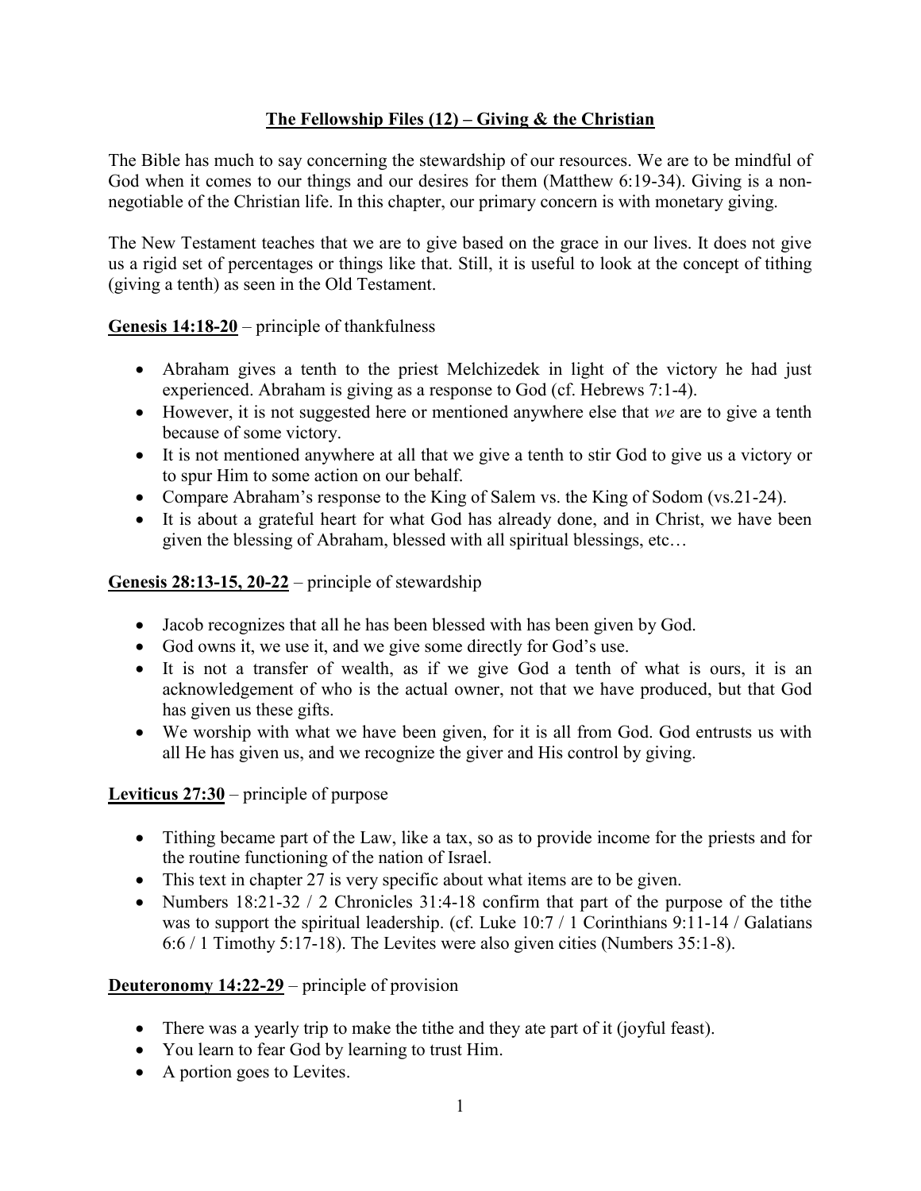# The Fellowship Files (12) – Giving & the Christian

The Bible has much to say concerning the stewardship of our resources. We are to be mindful of God when it comes to our things and our desires for them (Matthew 6:19-34). Giving is a non-negotiable of the Christian life. In this chapter, our primary concern is with monetary giving.

The New Testament teaches that we are to give based on the grace in our lives. It does not give us a rigid set of percentages or things like that. Still, it is useful to look at the concept of tithing (giving a tenth) as seen in the Old Testament.

**Genesis 14:18-20** – principle of thankfulness

- Abraham gives a tenth to the priest Melchizedek in light of the victory he had just experienced. Abraham is giving as a response to God (cf. Hebrews 7:1-4).
- However, it is not suggested here or mentioned anywhere else that *we* are to give a tenth because of some victory.
- It is not mentioned anywhere at all that we give a tenth to stir God to give us a victory or to spur Him to some action on our behalf.
- Compare Abraham's response to the King of Salem vs. the King of Sodom (vs.21-24).
- It is about a grateful heart for what God has already done, and in Christ, we have been given the blessing of Abraham, blessed with all spiritual blessings, etc…

**Genesis 28:13-15, 20-22** – principle of stewardship

- Jacob recognizes that all he has been blessed with has been given by God.
- God owns it, we use it, and we give some directly for God's use.
- It is not a transfer of wealth, as if we give God a tenth of what is ours, it is an acknowledgement of who is the actual owner, not that we have produced, but that God has given us these gifts.
- We worship with what we have been given, for it is all from God. God entrusts us with all He has given us, and we recognize the giver and His control by giving.

**Leviticus 27:30** – principle of purpose

- Tithing became part of the Law, like a tax, so as to provide income for the priests and for the routine functioning of the nation of Israel.
- This text in chapter 27 is very specific about what items are to be given.
- Numbers 18:21-32 / 2 Chronicles 31:4-18 confirm that part of the purpose of the tithe was to support the spiritual leadership. (cf. Luke 10:7 / 1 Corinthians 9:11-14 / Galatians 6:6 / 1 Timothy 5:17-18). The Levites were also given cities (Numbers 35:1-8).

**Deuteronomy 14:22-29** – principle of provision

- There was a yearly trip to make the tithe and they ate part of it (joyful feast).
- You learn to fear God by learning to trust Him.
- A portion goes to Levites.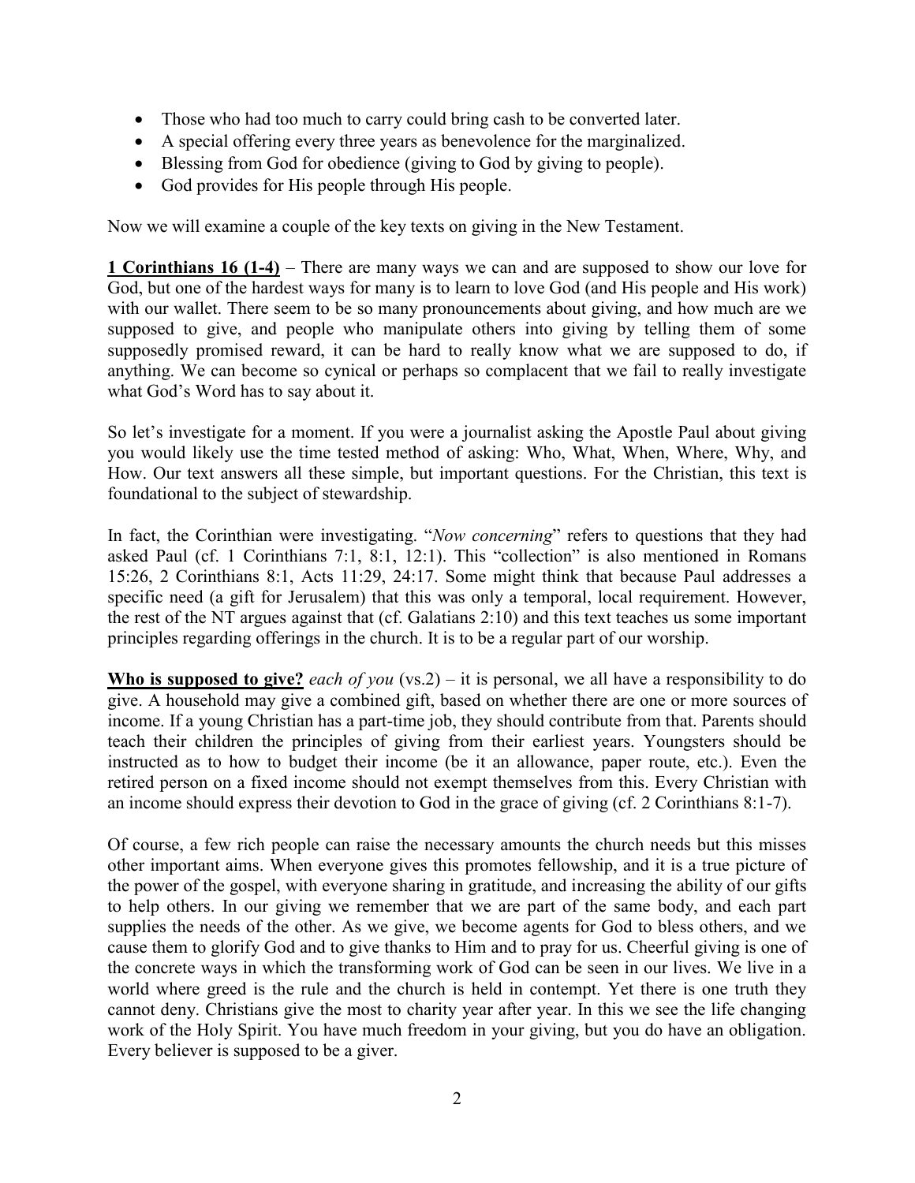- Those who had too much to carry could bring cash to be converted later.
- A special offering every three years as benevolence for the marginalized.
- Blessing from God for obedience (giving to God by giving to people).
- God provides for His people through His people.

Now we will examine a couple of the key texts on giving in the New Testament.

**<u>1 Corinthians 16 (1-4)</u>** – There are many ways we can and are supposed to show our love for God, but one of the hardest ways for many is to learn to love God (and His people and His work) with our wallet. There seem to be so many pronouncements about giving, and how much are we supposed to give, and people who manipulate others into giving by telling them of some supposedly promised reward, it can be hard to really know what we are supposed to do, if anything. We can become so cynical or perhaps so complacent that we fail to really investigate what God's Word has to say about it.

So let's investigate for a moment. If you were a journalist asking the Apostle Paul about giving you would likely use the time tested method of asking: Who, What, When, Where, Why, and How. Our text answers all these simple, but important questions. For the Christian, this text is foundational to the subject of stewardship.

In fact, the Corinthian were investigating. "*Now concerning*" refers to questions that they had asked Paul (cf. 1 Corinthians 7:1, 8:1, 12:1). This "collection" is also mentioned in Romans 15:26, 2 Corinthians 8:1, Acts 11:29, 24:17. Some might think that because Paul addresses a specific need (a gift for Jerusalem) that this was only a temporal, local requirement. However, the rest of the NT argues against that (cf. Galatians 2:10) and this text teaches us some important principles regarding offerings in the church. It is to be a regular part of our worship.

**<u>Who is supposed to give?</u>** *each of you* (vs.2) – it is personal, we all have a responsibility to do give. A household may give a combined gift, based on whether there are one or more sources of income. If a young Christian has a part-time job, they should contribute from that. Parents should teach their children the principles of giving from their earliest years. Youngsters should be instructed as to how to budget their income (be it an allowance, paper route, etc.). Even the retired person on a fixed income should not exempt themselves from this. Every Christian with an income should express their devotion to God in the grace of giving (cf. 2 Corinthians 8:1-7).

Of course, a few rich people can raise the necessary amounts the church needs but this misses other important aims. When everyone gives this promotes fellowship, and it is a true picture of the power of the gospel, with everyone sharing in gratitude, and increasing the ability of our gifts to help others. In our giving we remember that we are part of the same body, and each part supplies the needs of the other. As we give, we become agents for God to bless others, and we cause them to glorify God and to give thanks to Him and to pray for us. Cheerful giving is one of the concrete ways in which the transforming work of God can be seen in our lives. We live in a world where greed is the rule and the church is held in contempt. Yet there is one truth they cannot deny. Christians give the most to charity year after year. In this we see the life changing work of the Holy Spirit. You have much freedom in your giving, but you do have an obligation. Every believer is supposed to be a giver.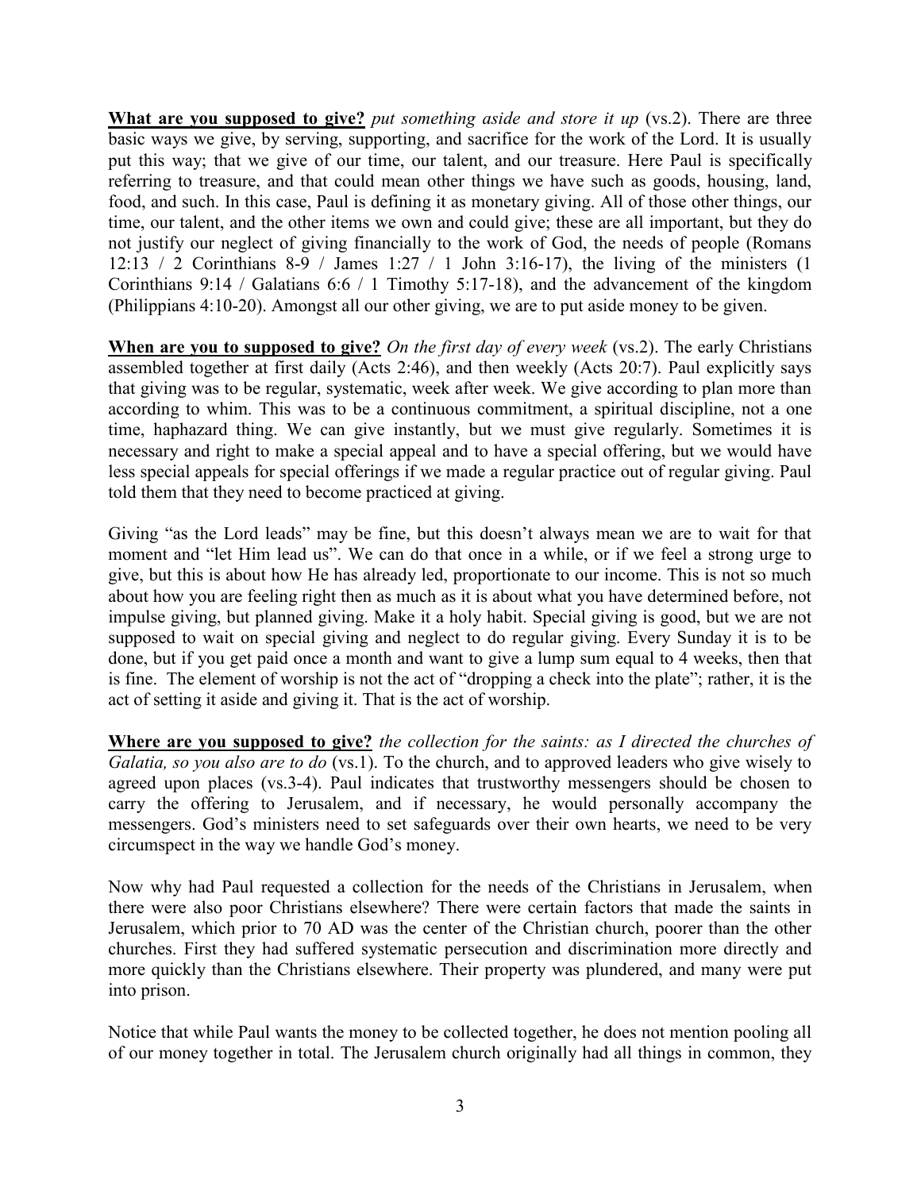**What are you supposed to give?** *put something aside and store it up* (vs.2). There are three basic ways we give, by serving, supporting, and sacrifice for the work of the Lord. It is usually put this way; that we give of our time, our talent, and our treasure. Here Paul is specifically referring to treasure, and that could mean other things we have such as goods, housing, land, food, and such. In this case, Paul is defining it as monetary giving. All of those other things, our time, our talent, and the other items we own and could give; these are all important, but they do not justify our neglect of giving financially to the work of God, the needs of people (Romans 12:13 / 2 Corinthians 8-9 / James 1:27 / 1 John 3:16-17), the living of the ministers (1 Corinthians 9:14 / Galatians 6:6 / 1 Timothy 5:17-18), and the advancement of the kingdom (Philippians 4:10-20). Amongst all our other giving, we are to put aside money to be given.

**When are you to supposed to give?** *On the first day of every week* (vs.2). The early Christians assembled together at first daily (Acts 2:46), and then weekly (Acts 20:7). Paul explicitly says that giving was to be regular, systematic, week after week. We give according to plan more than according to whim. This was to be a continuous commitment, a spiritual discipline, not a one time, haphazard thing. We can give instantly, but we must give regularly. Sometimes it is necessary and right to make a special appeal and to have a special offering, but we would have less special appeals for special offerings if we made a regular practice out of regular giving. Paul told them that they need to become practiced at giving.

Giving "as the Lord leads" may be fine, but this doesn't always mean we are to wait for that moment and "let Him lead us". We can do that once in a while, or if we feel a strong urge to give, but this is about how He has already led, proportionate to our income. This is not so much about how you are feeling right then as much as it is about what you have determined before, not impulse giving, but planned giving. Make it a holy habit. Special giving is good, but we are not supposed to wait on special giving and neglect to do regular giving. Every Sunday it is to be done, but if you get paid once a month and want to give a lump sum equal to 4 weeks, then that is fine. The element of worship is not the act of "dropping a check into the plate"; rather, it is the act of setting it aside and giving it. That is the act of worship.

**Where are you supposed to give?** *the collection for the saints: as I directed the churches of Galatia, so you also are to do* (vs.1). To the church, and to approved leaders who give wisely to agreed upon places (vs.3-4). Paul indicates that trustworthy messengers should be chosen to carry the offering to Jerusalem, and if necessary, he would personally accompany the messengers. God's ministers need to set safeguards over their own hearts, we need to be very circumspect in the way we handle God's money.

Now why had Paul requested a collection for the needs of the Christians in Jerusalem, when there were also poor Christians elsewhere? There were certain factors that made the saints in Jerusalem, which prior to 70 AD was the center of the Christian church, poorer than the other churches. First they had suffered systematic persecution and discrimination more directly and more quickly than the Christians elsewhere. Their property was plundered, and many were put into prison.

Notice that while Paul wants the money to be collected together, he does not mention pooling all of our money together in total. The Jerusalem church originally had all things in common, they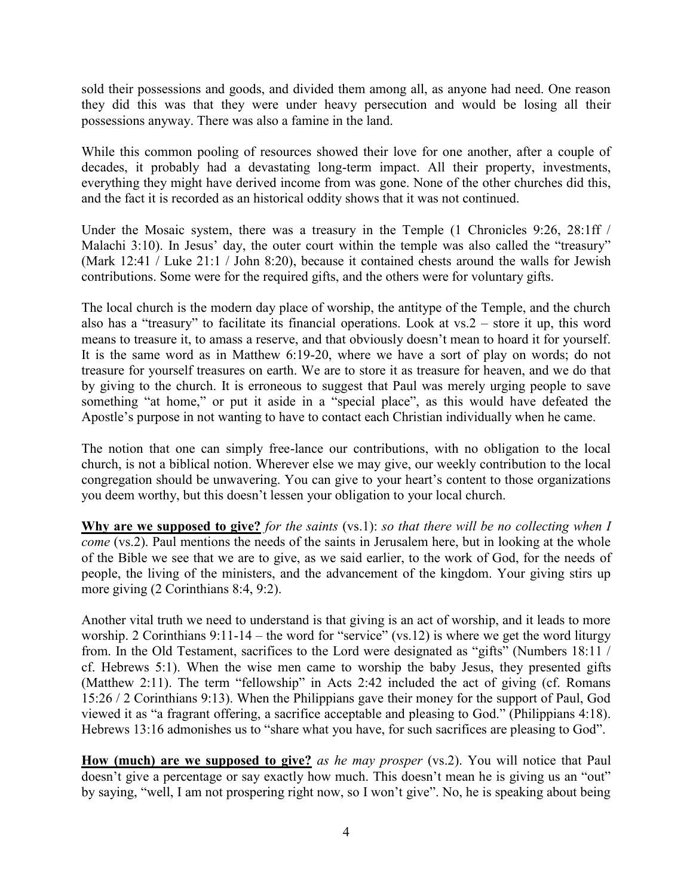sold their possessions and goods, and divided them among all, as anyone had need. One reason they did this was that they were under heavy persecution and would be losing all their possessions anyway. There was also a famine in the land.

While this common pooling of resources showed their love for one another, after a couple of decades, it probably had a devastating long-term impact. All their property, investments, everything they might have derived income from was gone. None of the other churches did this, and the fact it is recorded as an historical oddity shows that it was not continued.

Under the Mosaic system, there was a treasury in the Temple (1 Chronicles 9:26, 28:1ff / Malachi 3:10). In Jesus' day, the outer court within the temple was also called the "treasury" (Mark 12:41 / Luke 21:1 / John 8:20), because it contained chests around the walls for Jewish contributions. Some were for the required gifts, and the others were for voluntary gifts.

The local church is the modern day place of worship, the antitype of the Temple, and the church also has a "treasury" to facilitate its financial operations. Look at vs.2 – store it up, this word means to treasure it, to amass a reserve, and that obviously doesn't mean to hoard it for yourself. It is the same word as in Matthew 6:19-20, where we have a sort of play on words; do not treasure for yourself treasures on earth. We are to store it as treasure for heaven, and we do that by giving to the church. It is erroneous to suggest that Paul was merely urging people to save something "at home," or put it aside in a "special place", as this would have defeated the Apostle's purpose in not wanting to have to contact each Christian individually when he came.

The notion that one can simply free-lance our contributions, with no obligation to the local church, is not a biblical notion. Wherever else we may give, our weekly contribution to the local congregation should be unwavering. You can give to your heart's content to those organizations you deem worthy, but this doesn't lessen your obligation to your local church.

**Why are we supposed to give?** *for the saints* (vs.1): *so that there will be no collecting when I come* (vs.2). Paul mentions the needs of the saints in Jerusalem here, but in looking at the whole of the Bible we see that we are to give, as we said earlier, to the work of God, for the needs of people, the living of the ministers, and the advancement of the kingdom. Your giving stirs up more giving (2 Corinthians 8:4, 9:2).

Another vital truth we need to understand is that giving is an act of worship, and it leads to more worship. 2 Corinthians 9:11-14 – the word for "service" (vs.12) is where we get the word liturgy from. In the Old Testament, sacrifices to the Lord were designated as "gifts" (Numbers 18:11 / cf. Hebrews 5:1). When the wise men came to worship the baby Jesus, they presented gifts (Matthew 2:11). The term "fellowship" in Acts 2:42 included the act of giving (cf. Romans 15:26 / 2 Corinthians 9:13). When the Philippians gave their money for the support of Paul, God viewed it as "a fragrant offering, a sacrifice acceptable and pleasing to God." (Philippians 4:18). Hebrews 13:16 admonishes us to "share what you have, for such sacrifices are pleasing to God".

**How (much) are we supposed to give?** *as he may prosper* (vs.2). You will notice that Paul doesn't give a percentage or say exactly how much. This doesn't mean he is giving us an "out" by saying, "well, I am not prospering right now, so I won't give". No, he is speaking about being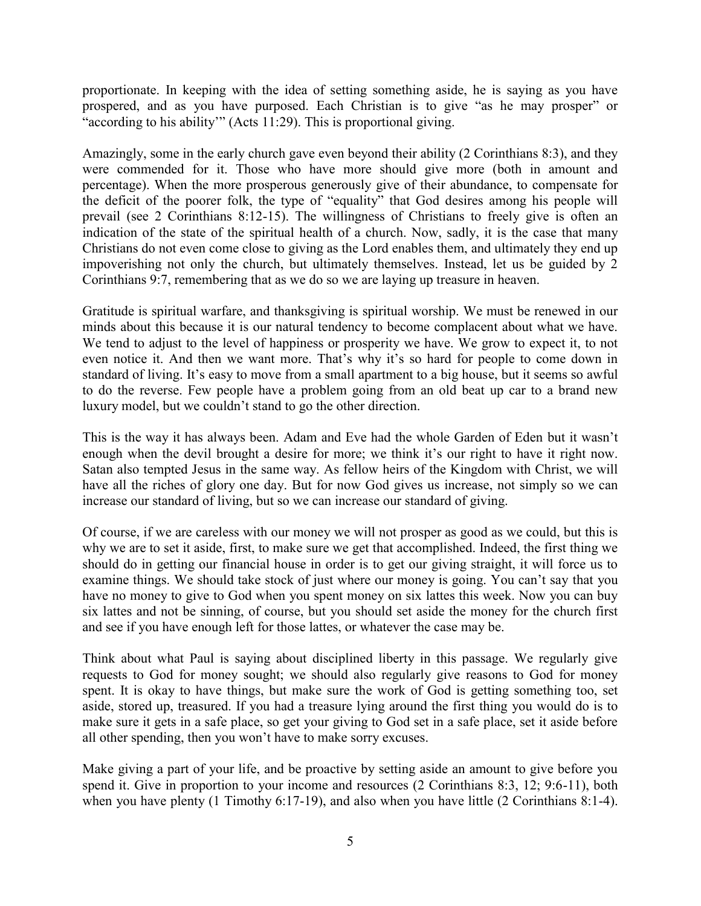proportionate. In keeping with the idea of setting something aside, he is saying as you have prospered, and as you have purposed. Each Christian is to give "as he may prosper" or "according to his ability'" (Acts 11:29). This is proportional giving.

Amazingly, some in the early church gave even beyond their ability (2 Corinthians 8:3), and they were commended for it. Those who have more should give more (both in amount and percentage). When the more prosperous generously give of their abundance, to compensate for the deficit of the poorer folk, the type of "equality" that God desires among his people will prevail (see 2 Corinthians 8:12-15). The willingness of Christians to freely give is often an indication of the state of the spiritual health of a church. Now, sadly, it is the case that many Christians do not even come close to giving as the Lord enables them, and ultimately they end up impoverishing not only the church, but ultimately themselves. Instead, let us be guided by 2 Corinthians 9:7, remembering that as we do so we are laying up treasure in heaven.

Gratitude is spiritual warfare, and thanksgiving is spiritual worship. We must be renewed in our minds about this because it is our natural tendency to become complacent about what we have. We tend to adjust to the level of happiness or prosperity we have. We grow to expect it, to not even notice it. And then we want more. That's why it's so hard for people to come down in standard of living. It's easy to move from a small apartment to a big house, but it seems so awful to do the reverse. Few people have a problem going from an old beat up car to a brand new luxury model, but we couldn't stand to go the other direction.

This is the way it has always been. Adam and Eve had the whole Garden of Eden but it wasn't enough when the devil brought a desire for more; we think it's our right to have it right now. Satan also tempted Jesus in the same way. As fellow heirs of the Kingdom with Christ, we will have all the riches of glory one day. But for now God gives us increase, not simply so we can increase our standard of living, but so we can increase our standard of giving.

Of course, if we are careless with our money we will not prosper as good as we could, but this is why we are to set it aside, first, to make sure we get that accomplished. Indeed, the first thing we should do in getting our financial house in order is to get our giving straight, it will force us to examine things. We should take stock of just where our money is going. You can't say that you have no money to give to God when you spent money on six lattes this week. Now you can buy six lattes and not be sinning, of course, but you should set aside the money for the church first and see if you have enough left for those lattes, or whatever the case may be.

Think about what Paul is saying about disciplined liberty in this passage. We regularly give requests to God for money sought; we should also regularly give reasons to God for money spent. It is okay to have things, but make sure the work of God is getting something too, set aside, stored up, treasured. If you had a treasure lying around the first thing you would do is to make sure it gets in a safe place, so get your giving to God set in a safe place, set it aside before all other spending, then you won't have to make sorry excuses.

Make giving a part of your life, and be proactive by setting aside an amount to give before you spend it. Give in proportion to your income and resources (2 Corinthians 8:3, 12; 9:6-11), both when you have plenty (1 Timothy 6:17-19), and also when you have little (2 Corinthians 8:1-4).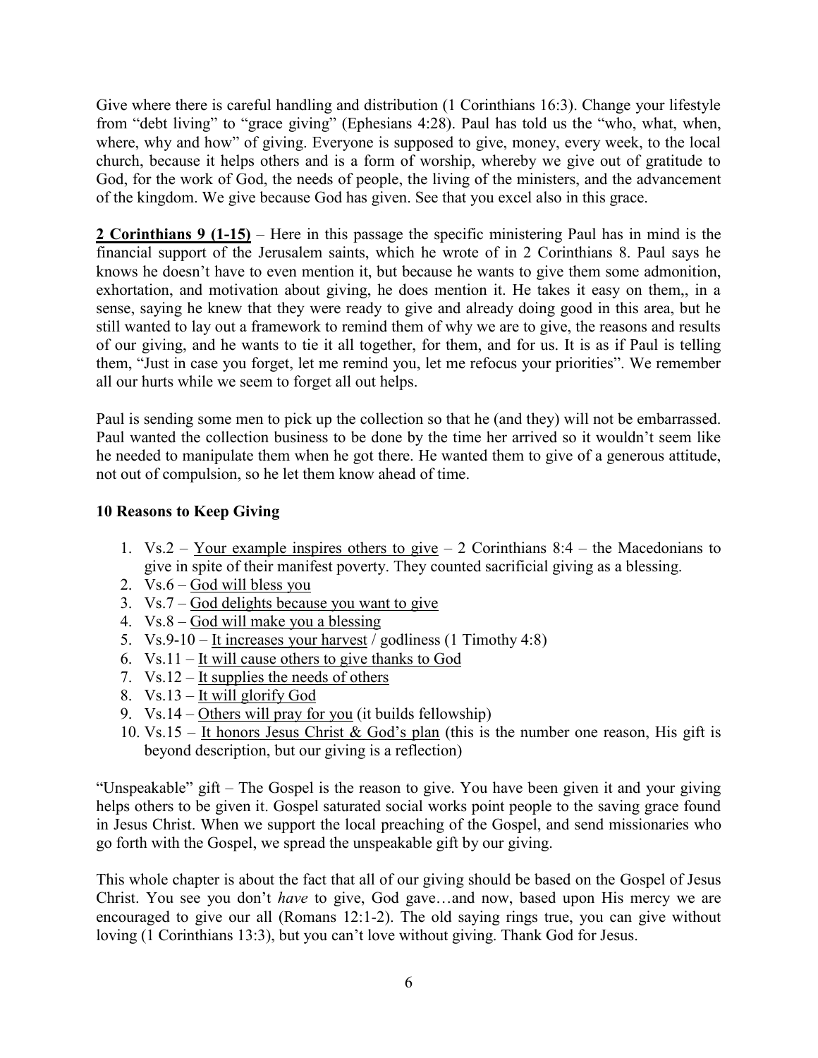Give where there is careful handling and distribution (1 Corinthians 16:3). Change your lifestyle from "debt living" to "grace giving" (Ephesians 4:28). Paul has told us the "who, what, when, where, why and how" of giving. Everyone is supposed to give, money, every week, to the local church, because it helps others and is a form of worship, whereby we give out of gratitude to God, for the work of God, the needs of people, the living of the ministers, and the advancement of the kingdom. We give because God has given. See that you excel also in this grace.

**2 Corinthians 9 (1-15)** – Here in this passage the specific ministering Paul has in mind is the financial support of the Jerusalem saints, which he wrote of in 2 Corinthians 8. Paul says he knows he doesn't have to even mention it, but because he wants to give them some admonition, exhortation, and motivation about giving, he does mention it. He takes it easy on them,, in a sense, saying he knew that they were ready to give and already doing good in this area, but he still wanted to lay out a framework to remind them of why we are to give, the reasons and results of our giving, and he wants to tie it all together, for them, and for us. It is as if Paul is telling them, "Just in case you forget, let me remind you, let me refocus your priorities". We remember all our hurts while we seem to forget all out helps.

Paul is sending some men to pick up the collection so that he (and they) will not be embarrassed. Paul wanted the collection business to be done by the time her arrived so it wouldn't seem like he needed to manipulate them when he got there. He wanted them to give of a generous attitude, not out of compulsion, so he let them know ahead of time.

### 10 Reasons to Keep Giving

1. Vs.2 – Your example inspires others to give – 2 Corinthians 8:4 – the Macedonians to give in spite of their manifest poverty. They counted sacrificial giving as a blessing.
2. Vs.6 – God will bless you
3. Vs.7 – God delights because you want to give
4. Vs.8 – God will make you a blessing
5. Vs.9-10 – It increases your harvest / godliness (1 Timothy 4:8)
6. Vs.11 – It will cause others to give thanks to God
7. Vs.12 – It supplies the needs of others
8. Vs.13 – It will glorify God
9. Vs.14 – Others will pray for you (it builds fellowship)
10. Vs.15 – It honors Jesus Christ & God's plan (this is the number one reason, His gift is beyond description, but our giving is a reflection)

"Unspeakable" gift – The Gospel is the reason to give. You have been given it and your giving helps others to be given it. Gospel saturated social works point people to the saving grace found in Jesus Christ. When we support the local preaching of the Gospel, and send missionaries who go forth with the Gospel, we spread the unspeakable gift by our giving.

This whole chapter is about the fact that all of our giving should be based on the Gospel of Jesus Christ. You see you don't *have* to give, God gave…and now, based upon His mercy we are encouraged to give our all (Romans 12:1-2). The old saying rings true, you can give without loving (1 Corinthians 13:3), but you can't love without giving. Thank God for Jesus.